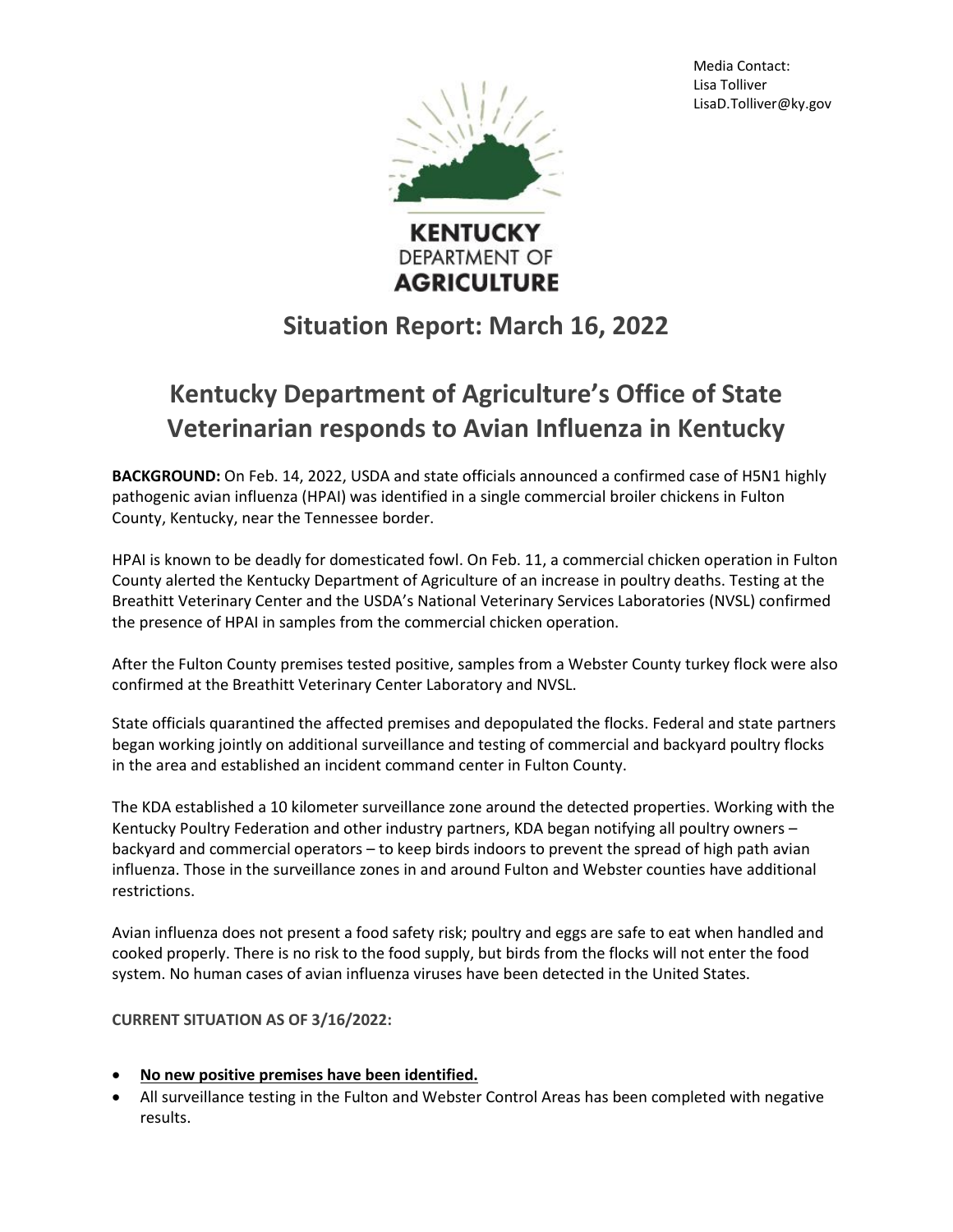Media Contact:
Lisa Tolliver
LisaD.Tolliver@ky.gov

KENTUCKY DEPARTMENT OF AGRICULTURE

## Situation Report: March 16, 2022

# Kentucky Department of Agriculture's Office of State Veterinarian responds to Avian Influenza in Kentucky

**BACKGROUND:** On Feb. 14, 2022, USDA and state officials announced a confirmed case of H5N1 highly pathogenic avian influenza (HPAI) was identified in a single commercial broiler chickens in Fulton County, Kentucky, near the Tennessee border.

HPAI is known to be deadly for domesticated fowl. On Feb. 11, a commercial chicken operation in Fulton County alerted the Kentucky Department of Agriculture of an increase in poultry deaths. Testing at the Breathitt Veterinary Center and the USDA's National Veterinary Services Laboratories (NVSL) confirmed the presence of HPAI in samples from the commercial chicken operation.

After the Fulton County premises tested positive, samples from a Webster County turkey flock were also confirmed at the Breathitt Veterinary Center Laboratory and NVSL.

State officials quarantined the affected premises and depopulated the flocks. Federal and state partners began working jointly on additional surveillance and testing of commercial and backyard poultry flocks in the area and established an incident command center in Fulton County.

The KDA established a 10 kilometer surveillance zone around the detected properties. Working with the Kentucky Poultry Federation and other industry partners, KDA began notifying all poultry owners – backyard and commercial operators – to keep birds indoors to prevent the spread of high path avian influenza. Those in the surveillance zones in and around Fulton and Webster counties have additional restrictions.

Avian influenza does not present a food safety risk; poultry and eggs are safe to eat when handled and cooked properly. There is no risk to the food supply, but birds from the flocks will not enter the food system. No human cases of avian influenza viruses have been detected in the United States.

**CURRENT SITUATION AS OF 3/16/2022:**

- **No new positive premises have been identified.**
- All surveillance testing in the Fulton and Webster Control Areas has been completed with negative results.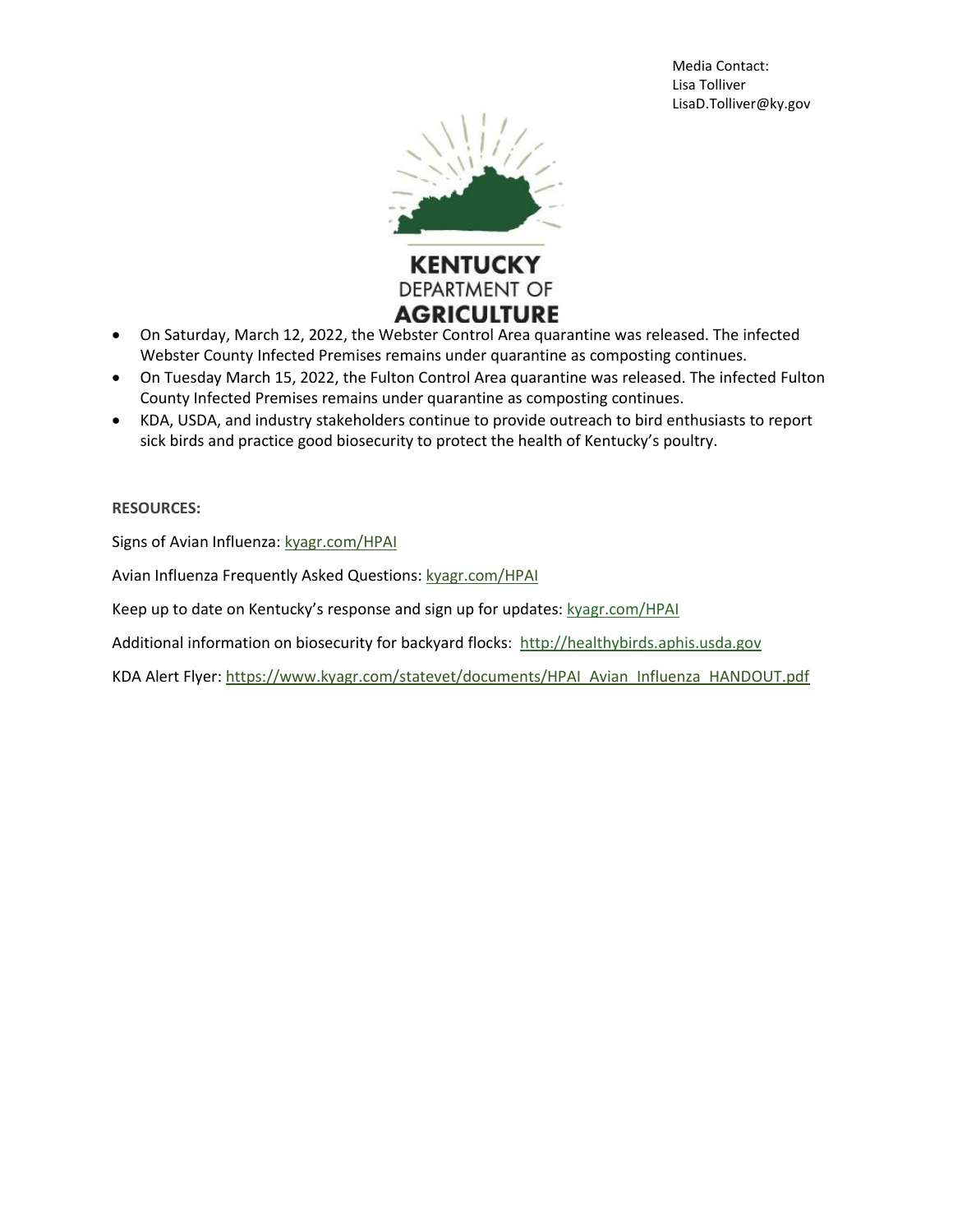Media Contact:
Lisa Tolliver
LisaD.Tolliver@ky.gov

KENTUCKY
DEPARTMENT OF
AGRICULTURE

- On Saturday, March 12, 2022, the Webster Control Area quarantine was released. The infected Webster County Infected Premises remains under quarantine as composting continues.
- On Tuesday March 15, 2022, the Fulton Control Area quarantine was released. The infected Fulton County Infected Premises remains under quarantine as composting continues.
- KDA, USDA, and industry stakeholders continue to provide outreach to bird enthusiasts to report sick birds and practice good biosecurity to protect the health of Kentucky's poultry.

**RESOURCES:**

Signs of Avian Influenza: kyagr.com/HPAI

Avian Influenza Frequently Asked Questions: kyagr.com/HPAI

Keep up to date on Kentucky's response and sign up for updates: kyagr.com/HPAI

Additional information on biosecurity for backyard flocks: http://healthybirds.aphis.usda.gov

KDA Alert Flyer: https://www.kyagr.com/statevet/documents/HPAI_Avian_Influenza_HANDOUT.pdf